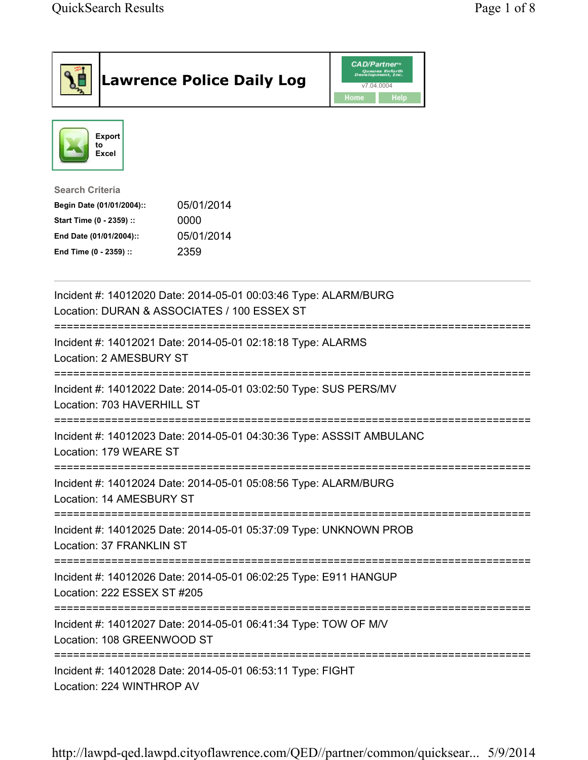# Lawrence Police Daily Log

Export to Excel

**Search Criteria**

| | |
|---|---|
| **Begin Date (01/01/2004)::** | 05/01/2014 |
| **Start Time (0 - 2359) ::** | 0000 |
| **End Date (01/01/2004)::** | 05/01/2014 |
| **End Time (0 - 2359) ::** | 2359 |

---

Incident #: 14012020 Date: 2014-05-01 00:03:46 Type: ALARM/BURG
Location: DURAN & ASSOCIATES / 100 ESSEX ST

===========================================================================

Incident #: 14012021 Date: 2014-05-01 02:18:18 Type: ALARMS
Location: 2 AMESBURY ST

===========================================================================

Incident #: 14012022 Date: 2014-05-01 03:02:50 Type: SUS PERS/MV
Location: 703 HAVERHILL ST

===========================================================================

Incident #: 14012023 Date: 2014-05-01 04:30:36 Type: ASSSIT AMBULANC
Location: 179 WEARE ST

===========================================================================

Incident #: 14012024 Date: 2014-05-01 05:08:56 Type: ALARM/BURG
Location: 14 AMESBURY ST

===========================================================================

Incident #: 14012025 Date: 2014-05-01 05:37:09 Type: UNKNOWN PROB
Location: 37 FRANKLIN ST

===========================================================================

Incident #: 14012026 Date: 2014-05-01 06:02:25 Type: E911 HANGUP
Location: 222 ESSEX ST #205

===========================================================================

Incident #: 14012027 Date: 2014-05-01 06:41:34 Type: TOW OF M/V
Location: 108 GREENWOOD ST

===========================================================================

Incident #: 14012028 Date: 2014-05-01 06:53:11 Type: FIGHT
Location: 224 WINTHROP AV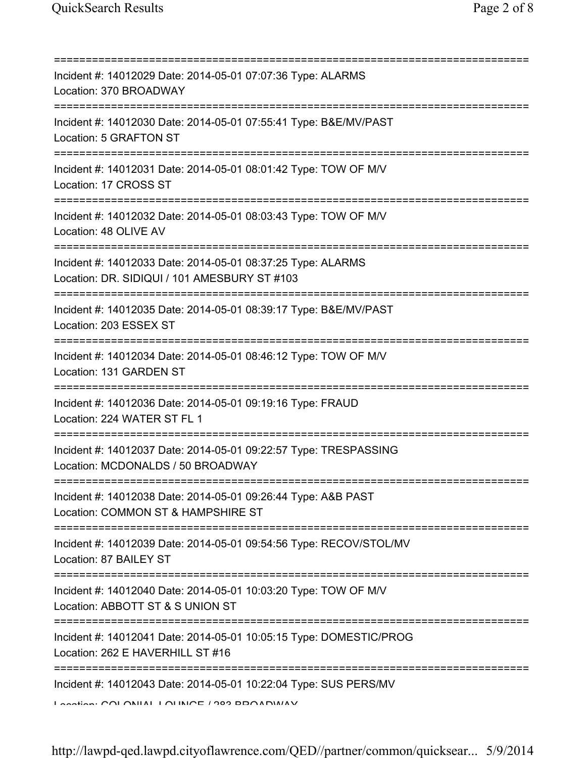===========================================================================

Incident #: 14012029 Date: 2014-05-01 07:07:36 Type: ALARMS
Location: 370 BROADWAY

===========================================================================

Incident #: 14012030 Date: 2014-05-01 07:55:41 Type: B&E/MV/PAST
Location: 5 GRAFTON ST

===========================================================================

Incident #: 14012031 Date: 2014-05-01 08:01:42 Type: TOW OF M/V
Location: 17 CROSS ST

===========================================================================

Incident #: 14012032 Date: 2014-05-01 08:03:43 Type: TOW OF M/V
Location: 48 OLIVE AV

===========================================================================

Incident #: 14012033 Date: 2014-05-01 08:37:25 Type: ALARMS
Location: DR. SIDIQUI / 101 AMESBURY ST #103

===========================================================================

Incident #: 14012035 Date: 2014-05-01 08:39:17 Type: B&E/MV/PAST
Location: 203 ESSEX ST

===========================================================================

Incident #: 14012034 Date: 2014-05-01 08:46:12 Type: TOW OF M/V
Location: 131 GARDEN ST

===========================================================================

Incident #: 14012036 Date: 2014-05-01 09:19:16 Type: FRAUD
Location: 224 WATER ST FL 1

===========================================================================

Incident #: 14012037 Date: 2014-05-01 09:22:57 Type: TRESPASSING
Location: MCDONALDS / 50 BROADWAY

===========================================================================

Incident #: 14012038 Date: 2014-05-01 09:26:44 Type: A&B PAST
Location: COMMON ST & HAMPSHIRE ST

===========================================================================

Incident #: 14012039 Date: 2014-05-01 09:54:56 Type: RECOV/STOL/MV
Location: 87 BAILEY ST

===========================================================================

Incident #: 14012040 Date: 2014-05-01 10:03:20 Type: TOW OF M/V
Location: ABBOTT ST & S UNION ST

===========================================================================

Incident #: 14012041 Date: 2014-05-01 10:05:15 Type: DOMESTIC/PROG
Location: 262 E HAVERHILL ST #16

===========================================================================

Incident #: 14012043 Date: 2014-05-01 10:22:04 Type: SUS PERS/MV
Location: COLONIAL LOUNGE / 283 BROADWAY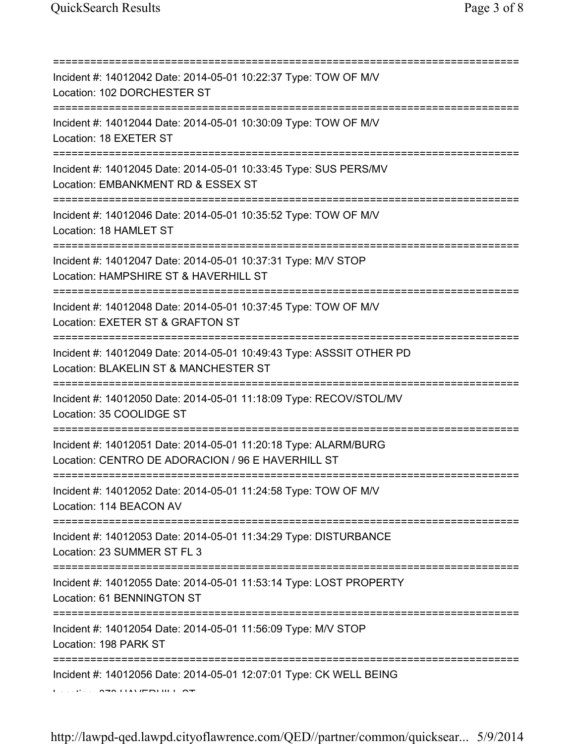===========================================================================

Incident #: 14012042 Date: 2014-05-01 10:22:37 Type: TOW OF M/V
Location: 102 DORCHESTER ST

===========================================================================

Incident #: 14012044 Date: 2014-05-01 10:30:09 Type: TOW OF M/V
Location: 18 EXETER ST

===========================================================================

Incident #: 14012045 Date: 2014-05-01 10:33:45 Type: SUS PERS/MV
Location: EMBANKMENT RD & ESSEX ST

===========================================================================

Incident #: 14012046 Date: 2014-05-01 10:35:52 Type: TOW OF M/V
Location: 18 HAMLET ST

===========================================================================

Incident #: 14012047 Date: 2014-05-01 10:37:31 Type: M/V STOP
Location: HAMPSHIRE ST & HAVERHILL ST

===========================================================================

Incident #: 14012048 Date: 2014-05-01 10:37:45 Type: TOW OF M/V
Location: EXETER ST & GRAFTON ST

===========================================================================

Incident #: 14012049 Date: 2014-05-01 10:49:43 Type: ASSSIT OTHER PD
Location: BLAKELIN ST & MANCHESTER ST

===========================================================================

Incident #: 14012050 Date: 2014-05-01 11:18:09 Type: RECOV/STOL/MV
Location: 35 COOLIDGE ST

===========================================================================

Incident #: 14012051 Date: 2014-05-01 11:20:18 Type: ALARM/BURG
Location: CENTRO DE ADORACION / 96 E HAVERHILL ST

===========================================================================

Incident #: 14012052 Date: 2014-05-01 11:24:58 Type: TOW OF M/V
Location: 114 BEACON AV

===========================================================================

Incident #: 14012053 Date: 2014-05-01 11:34:29 Type: DISTURBANCE
Location: 23 SUMMER ST FL 3

===========================================================================

Incident #: 14012055 Date: 2014-05-01 11:53:14 Type: LOST PROPERTY
Location: 61 BENNINGTON ST

===========================================================================

Incident #: 14012054 Date: 2014-05-01 11:56:09 Type: M/V STOP
Location: 198 PARK ST

===========================================================================

Incident #: 14012056 Date: 2014-05-01 12:07:01 Type: CK WELL BEING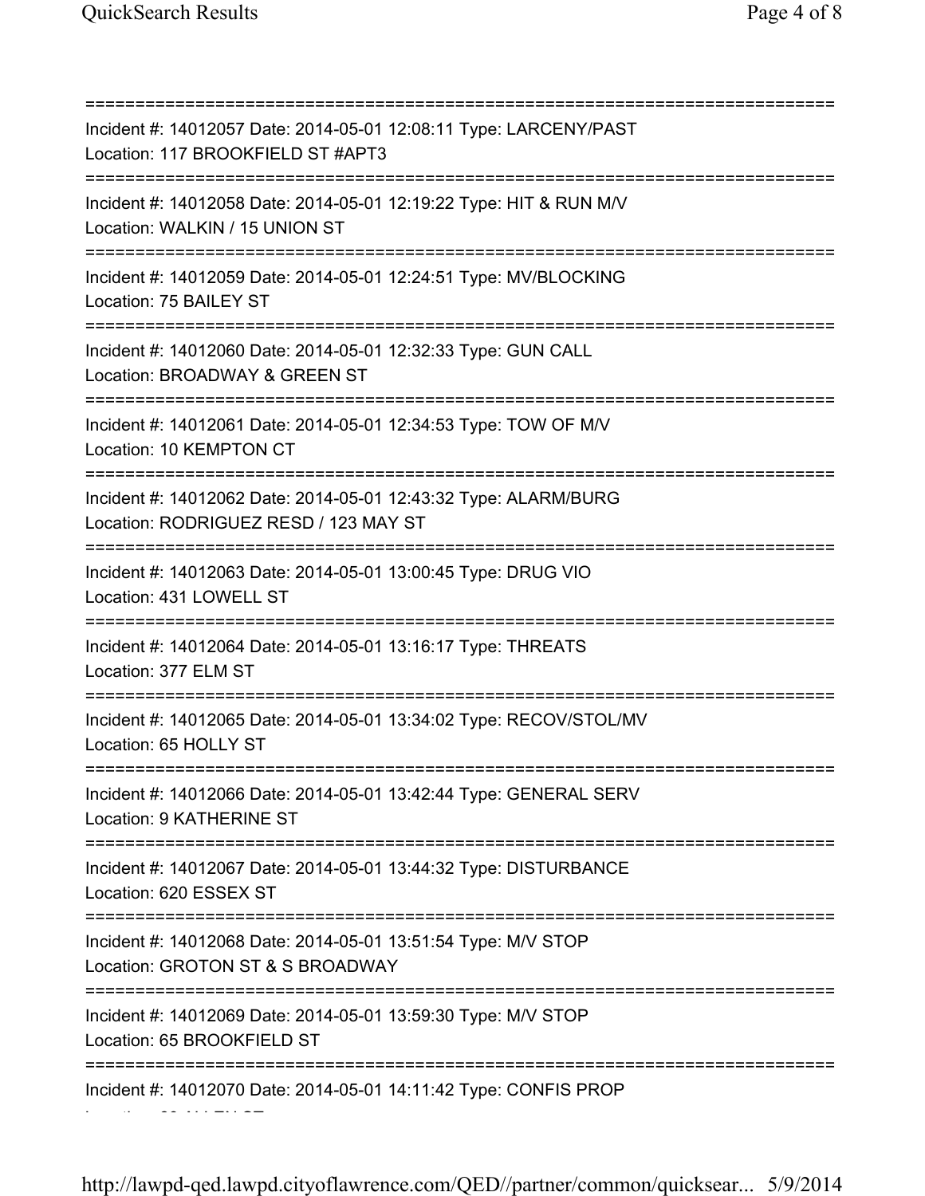===========================================================================
Incident #: 14012057 Date: 2014-05-01 12:08:11 Type: LARCENY/PAST
Location: 117 BROOKFIELD ST #APT3
===========================================================================
Incident #: 14012058 Date: 2014-05-01 12:19:22 Type: HIT & RUN M/V
Location: WALKIN / 15 UNION ST
===========================================================================
Incident #: 14012059 Date: 2014-05-01 12:24:51 Type: MV/BLOCKING
Location: 75 BAILEY ST
===========================================================================
Incident #: 14012060 Date: 2014-05-01 12:32:33 Type: GUN CALL
Location: BROADWAY & GREEN ST
===========================================================================
Incident #: 14012061 Date: 2014-05-01 12:34:53 Type: TOW OF M/V
Location: 10 KEMPTON CT
===========================================================================
Incident #: 14012062 Date: 2014-05-01 12:43:32 Type: ALARM/BURG
Location: RODRIGUEZ RESD / 123 MAY ST
===========================================================================
Incident #: 14012063 Date: 2014-05-01 13:00:45 Type: DRUG VIO
Location: 431 LOWELL ST
===========================================================================
Incident #: 14012064 Date: 2014-05-01 13:16:17 Type: THREATS
Location: 377 ELM ST
===========================================================================
Incident #: 14012065 Date: 2014-05-01 13:34:02 Type: RECOV/STOL/MV
Location: 65 HOLLY ST
===========================================================================
Incident #: 14012066 Date: 2014-05-01 13:42:44 Type: GENERAL SERV
Location: 9 KATHERINE ST
===========================================================================
Incident #: 14012067 Date: 2014-05-01 13:44:32 Type: DISTURBANCE
Location: 620 ESSEX ST
===========================================================================
Incident #: 14012068 Date: 2014-05-01 13:51:54 Type: M/V STOP
Location: GROTON ST & S BROADWAY
===========================================================================
Incident #: 14012069 Date: 2014-05-01 13:59:30 Type: M/V STOP
Location: 65 BROOKFIELD ST
===========================================================================
Incident #: 14012070 Date: 2014-05-01 14:11:42 Type: CONFIS PROP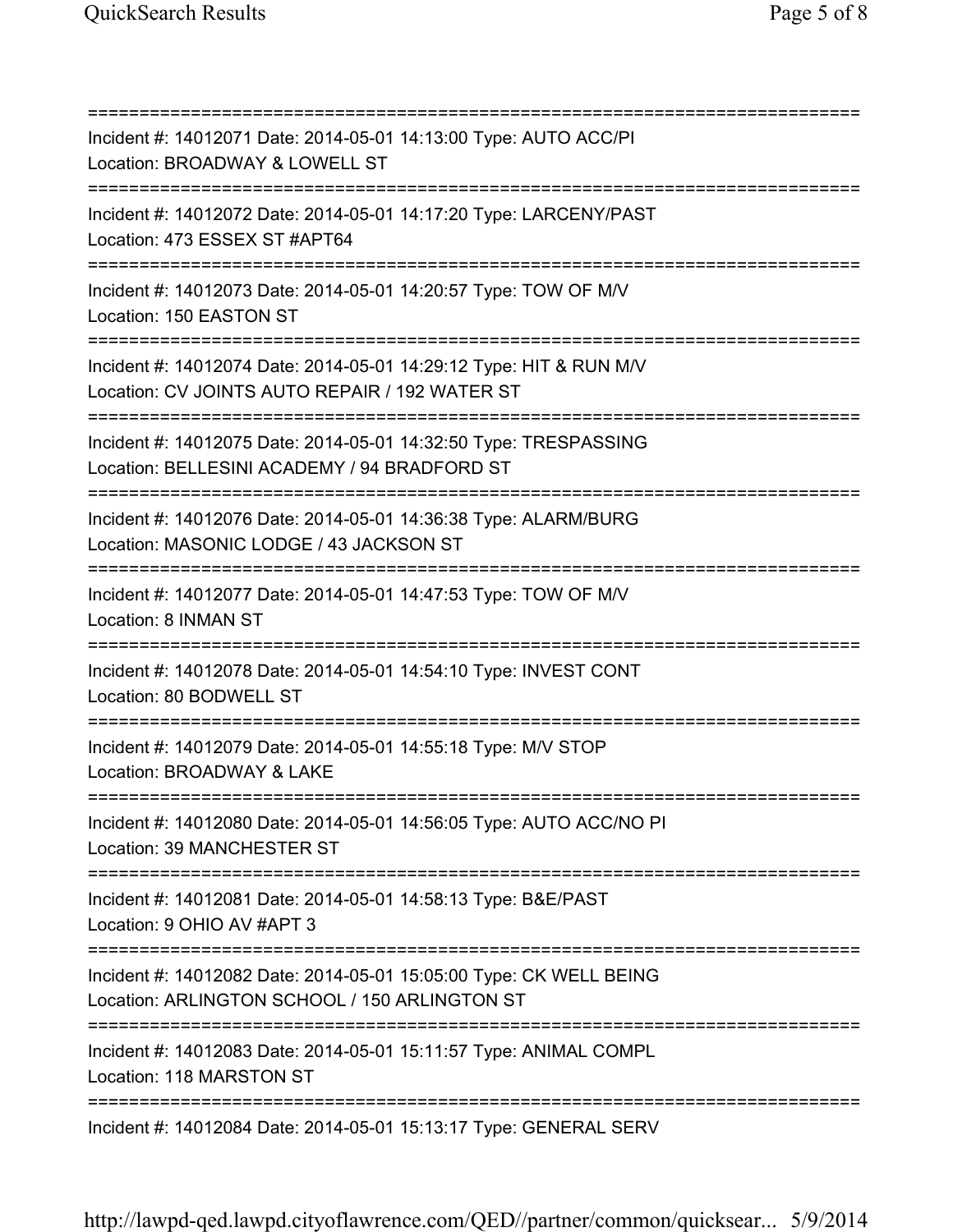===========================================================================
Incident #: 14012071 Date: 2014-05-01 14:13:00 Type: AUTO ACC/PI
Location: BROADWAY & LOWELL ST
===========================================================================
Incident #: 14012072 Date: 2014-05-01 14:17:20 Type: LARCENY/PAST
Location: 473 ESSEX ST #APT64
===========================================================================
Incident #: 14012073 Date: 2014-05-01 14:20:57 Type: TOW OF M/V
Location: 150 EASTON ST
===========================================================================
Incident #: 14012074 Date: 2014-05-01 14:29:12 Type: HIT & RUN M/V
Location: CV JOINTS AUTO REPAIR / 192 WATER ST
===========================================================================
Incident #: 14012075 Date: 2014-05-01 14:32:50 Type: TRESPASSING
Location: BELLESINI ACADEMY / 94 BRADFORD ST
===========================================================================
Incident #: 14012076 Date: 2014-05-01 14:36:38 Type: ALARM/BURG
Location: MASONIC LODGE / 43 JACKSON ST
===========================================================================
Incident #: 14012077 Date: 2014-05-01 14:47:53 Type: TOW OF M/V
Location: 8 INMAN ST
===========================================================================
Incident #: 14012078 Date: 2014-05-01 14:54:10 Type: INVEST CONT
Location: 80 BODWELL ST
===========================================================================
Incident #: 14012079 Date: 2014-05-01 14:55:18 Type: M/V STOP
Location: BROADWAY & LAKE
===========================================================================
Incident #: 14012080 Date: 2014-05-01 14:56:05 Type: AUTO ACC/NO PI
Location: 39 MANCHESTER ST
===========================================================================
Incident #: 14012081 Date: 2014-05-01 14:58:13 Type: B&E/PAST
Location: 9 OHIO AV #APT 3
===========================================================================
Incident #: 14012082 Date: 2014-05-01 15:05:00 Type: CK WELL BEING
Location: ARLINGTON SCHOOL / 150 ARLINGTON ST
===========================================================================
Incident #: 14012083 Date: 2014-05-01 15:11:57 Type: ANIMAL COMPL
Location: 118 MARSTON ST
===========================================================================
Incident #: 14012084 Date: 2014-05-01 15:13:17 Type: GENERAL SERV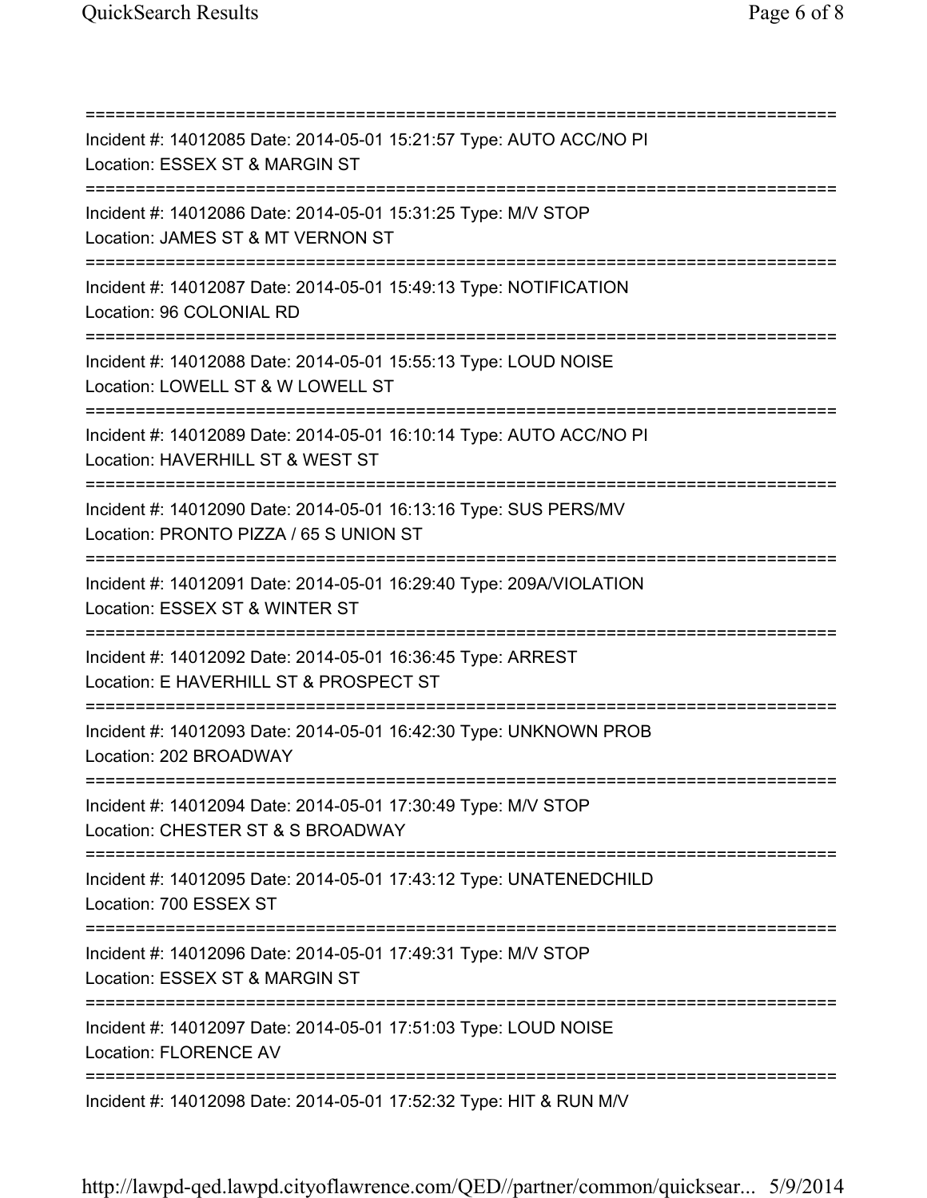===========================================================================
Incident #: 14012085 Date: 2014-05-01 15:21:57 Type: AUTO ACC/NO PI
Location: ESSEX ST & MARGIN ST
===========================================================================
Incident #: 14012086 Date: 2014-05-01 15:31:25 Type: M/V STOP
Location: JAMES ST & MT VERNON ST
===========================================================================
Incident #: 14012087 Date: 2014-05-01 15:49:13 Type: NOTIFICATION
Location: 96 COLONIAL RD
===========================================================================
Incident #: 14012088 Date: 2014-05-01 15:55:13 Type: LOUD NOISE
Location: LOWELL ST & W LOWELL ST
===========================================================================
Incident #: 14012089 Date: 2014-05-01 16:10:14 Type: AUTO ACC/NO PI
Location: HAVERHILL ST & WEST ST
===========================================================================
Incident #: 14012090 Date: 2014-05-01 16:13:16 Type: SUS PERS/MV
Location: PRONTO PIZZA / 65 S UNION ST
===========================================================================
Incident #: 14012091 Date: 2014-05-01 16:29:40 Type: 209A/VIOLATION
Location: ESSEX ST & WINTER ST
===========================================================================
Incident #: 14012092 Date: 2014-05-01 16:36:45 Type: ARREST
Location: E HAVERHILL ST & PROSPECT ST
===========================================================================
Incident #: 14012093 Date: 2014-05-01 16:42:30 Type: UNKNOWN PROB
Location: 202 BROADWAY
===========================================================================
Incident #: 14012094 Date: 2014-05-01 17:30:49 Type: M/V STOP
Location: CHESTER ST & S BROADWAY
===========================================================================
Incident #: 14012095 Date: 2014-05-01 17:43:12 Type: UNATENEDCHILD
Location: 700 ESSEX ST
===========================================================================
Incident #: 14012096 Date: 2014-05-01 17:49:31 Type: M/V STOP
Location: ESSEX ST & MARGIN ST
===========================================================================
Incident #: 14012097 Date: 2014-05-01 17:51:03 Type: LOUD NOISE
Location: FLORENCE AV
===========================================================================
Incident #: 14012098 Date: 2014-05-01 17:52:32 Type: HIT & RUN M/V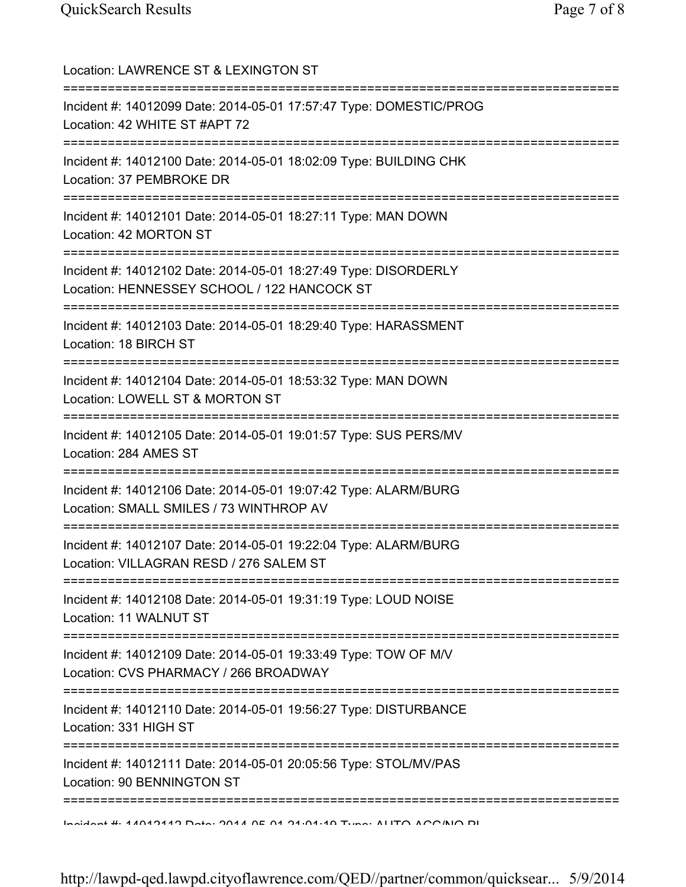Location: LAWRENCE ST & LEXINGTON ST

===========================================================================

Incident #: 14012099 Date: 2014-05-01 17:57:47 Type: DOMESTIC/PROG
Location: 42 WHITE ST #APT 72

===========================================================================

Incident #: 14012100 Date: 2014-05-01 18:02:09 Type: BUILDING CHK
Location: 37 PEMBROKE DR

===========================================================================

Incident #: 14012101 Date: 2014-05-01 18:27:11 Type: MAN DOWN
Location: 42 MORTON ST

===========================================================================

Incident #: 14012102 Date: 2014-05-01 18:27:49 Type: DISORDERLY
Location: HENNESSEY SCHOOL / 122 HANCOCK ST

===========================================================================

Incident #: 14012103 Date: 2014-05-01 18:29:40 Type: HARASSMENT
Location: 18 BIRCH ST

===========================================================================

Incident #: 14012104 Date: 2014-05-01 18:53:32 Type: MAN DOWN
Location: LOWELL ST & MORTON ST

===========================================================================

Incident #: 14012105 Date: 2014-05-01 19:01:57 Type: SUS PERS/MV
Location: 284 AMES ST

===========================================================================

Incident #: 14012106 Date: 2014-05-01 19:07:42 Type: ALARM/BURG
Location: SMALL SMILES / 73 WINTHROP AV

===========================================================================

Incident #: 14012107 Date: 2014-05-01 19:22:04 Type: ALARM/BURG
Location: VILLAGRAN RESD / 276 SALEM ST

===========================================================================

Incident #: 14012108 Date: 2014-05-01 19:31:19 Type: LOUD NOISE
Location: 11 WALNUT ST

===========================================================================

Incident #: 14012109 Date: 2014-05-01 19:33:49 Type: TOW OF M/V
Location: CVS PHARMACY / 266 BROADWAY

===========================================================================

Incident #: 14012110 Date: 2014-05-01 19:56:27 Type: DISTURBANCE
Location: 331 HIGH ST

===========================================================================

Incident #: 14012111 Date: 2014-05-01 20:05:56 Type: STOL/MV/PAS
Location: 90 BENNINGTON ST

===========================================================================

Incident #: 14012112 Date: 2014-05-01 21:01:19 Type: AUTO ACC/NO PI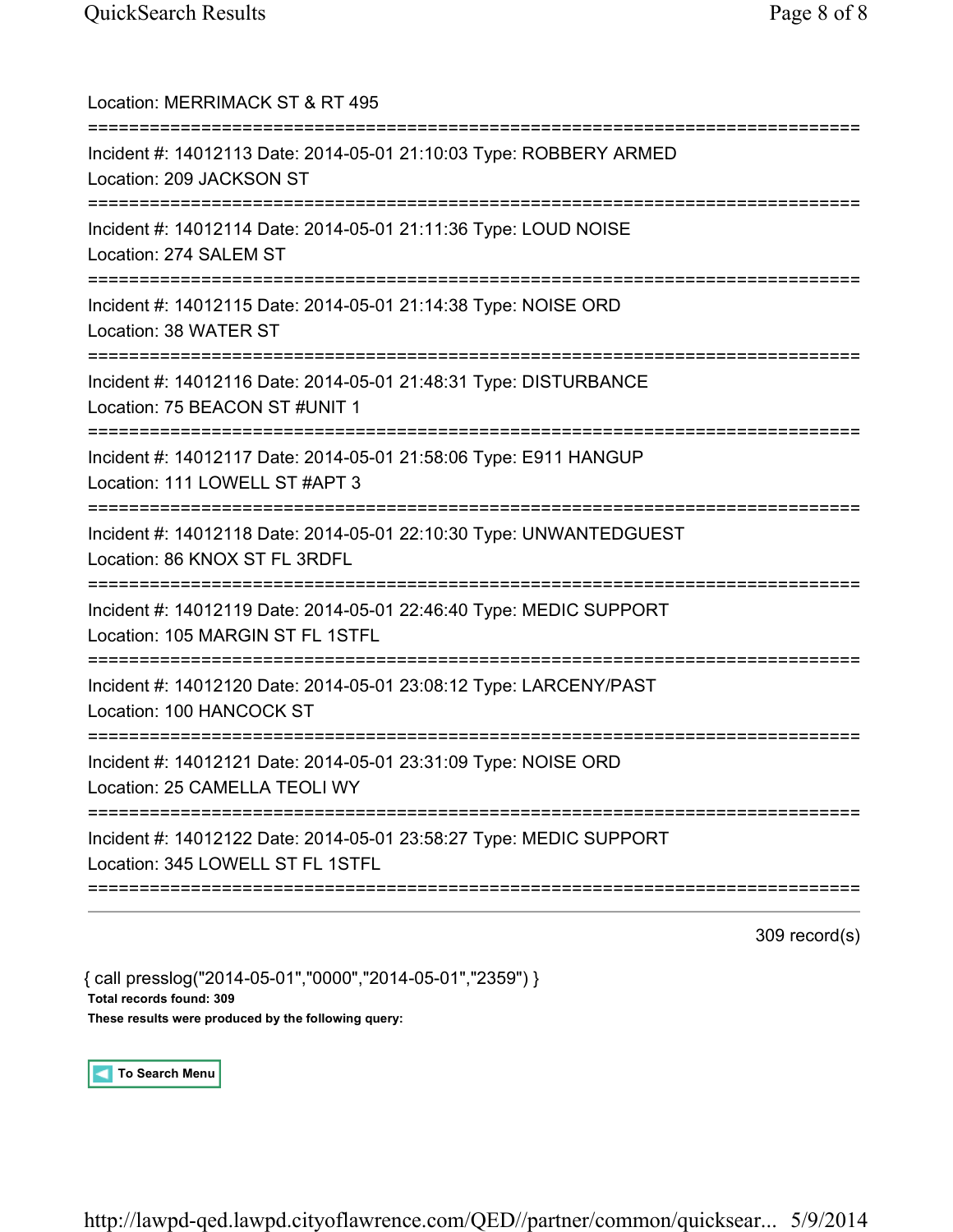Location: MERRIMACK ST & RT 495

===========================================================================

Incident #: 14012113 Date: 2014-05-01 21:10:03 Type: ROBBERY ARMED
Location: 209 JACKSON ST

===========================================================================

Incident #: 14012114 Date: 2014-05-01 21:11:36 Type: LOUD NOISE
Location: 274 SALEM ST

===========================================================================

Incident #: 14012115 Date: 2014-05-01 21:14:38 Type: NOISE ORD
Location: 38 WATER ST

===========================================================================

Incident #: 14012116 Date: 2014-05-01 21:48:31 Type: DISTURBANCE
Location: 75 BEACON ST #UNIT 1

===========================================================================

Incident #: 14012117 Date: 2014-05-01 21:58:06 Type: E911 HANGUP
Location: 111 LOWELL ST #APT 3

===========================================================================

Incident #: 14012118 Date: 2014-05-01 22:10:30 Type: UNWANTEDGUEST
Location: 86 KNOX ST FL 3RDFL

===========================================================================

Incident #: 14012119 Date: 2014-05-01 22:46:40 Type: MEDIC SUPPORT
Location: 105 MARGIN ST FL 1STFL

===========================================================================

Incident #: 14012120 Date: 2014-05-01 23:08:12 Type: LARCENY/PAST
Location: 100 HANCOCK ST

===========================================================================

Incident #: 14012121 Date: 2014-05-01 23:31:09 Type: NOISE ORD
Location: 25 CAMELLA TEOLI WY

===========================================================================

Incident #: 14012122 Date: 2014-05-01 23:58:27 Type: MEDIC SUPPORT
Location: 345 LOWELL ST FL 1STFL

===========================================================================

309 record(s)

{ call presslog("2014-05-01","0000","2014-05-01","2359") }

**Total records found: 309**

**These results were produced by the following query:**

To Search Menu